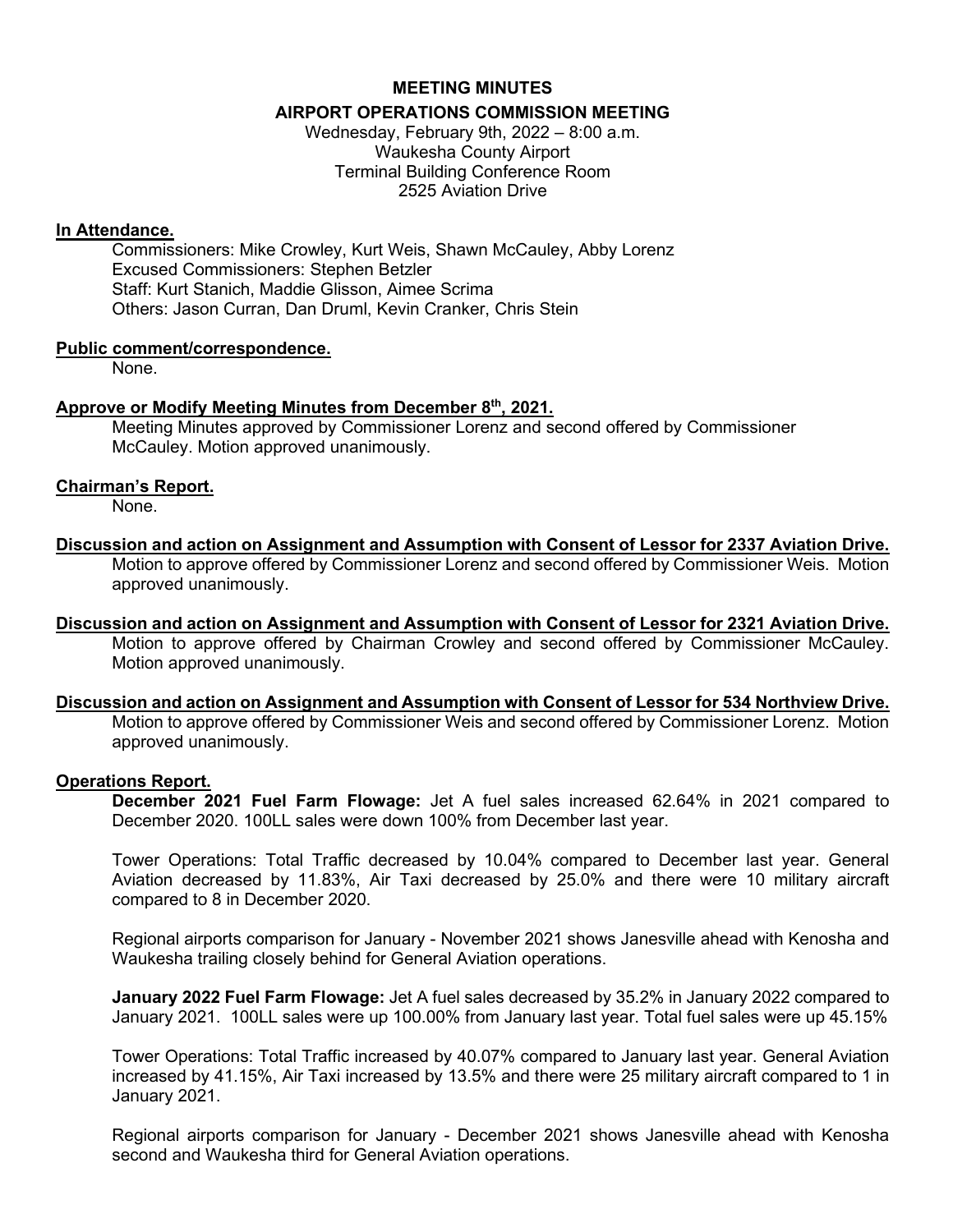# MEETING MINUTES

## AIRPORT OPERATIONS COMMISSION MEETING

Wednesday, February 9th, 2022 – 8:00 a.m.
Waukesha County Airport
Terminal Building Conference Room
2525 Aviation Drive

**In Attendance.**

Commissioners: Mike Crowley, Kurt Weis, Shawn McCauley, Abby Lorenz
Excused Commissioners: Stephen Betzler
Staff: Kurt Stanich, Maddie Glisson, Aimee Scrima
Others: Jason Curran, Dan Druml, Kevin Cranker, Chris Stein

**Public comment/correspondence.**

None.

**Approve or Modify Meeting Minutes from December 8th, 2021.**

Meeting Minutes approved by Commissioner Lorenz and second offered by Commissioner McCauley. Motion approved unanimously.

**Chairman's Report.**

None.

**Discussion and action on Assignment and Assumption with Consent of Lessor for 2337 Aviation Drive.**

Motion to approve offered by Commissioner Lorenz and second offered by Commissioner Weis. Motion approved unanimously.

**Discussion and action on Assignment and Assumption with Consent of Lessor for 2321 Aviation Drive.**

Motion to approve offered by Chairman Crowley and second offered by Commissioner McCauley. Motion approved unanimously.

**Discussion and action on Assignment and Assumption with Consent of Lessor for 534 Northview Drive.**

Motion to approve offered by Commissioner Weis and second offered by Commissioner Lorenz. Motion approved unanimously.

**Operations Report.**

**December 2021 Fuel Farm Flowage:** Jet A fuel sales increased 62.64% in 2021 compared to December 2020. 100LL sales were down 100% from December last year.

Tower Operations: Total Traffic decreased by 10.04% compared to December last year. General Aviation decreased by 11.83%, Air Taxi decreased by 25.0% and there were 10 military aircraft compared to 8 in December 2020.

Regional airports comparison for January - November 2021 shows Janesville ahead with Kenosha and Waukesha trailing closely behind for General Aviation operations.

**January 2022 Fuel Farm Flowage:** Jet A fuel sales decreased by 35.2% in January 2022 compared to January 2021. 100LL sales were up 100.00% from January last year. Total fuel sales were up 45.15%

Tower Operations: Total Traffic increased by 40.07% compared to January last year. General Aviation increased by 41.15%, Air Taxi increased by 13.5% and there were 25 military aircraft compared to 1 in January 2021.

Regional airports comparison for January - December 2021 shows Janesville ahead with Kenosha second and Waukesha third for General Aviation operations.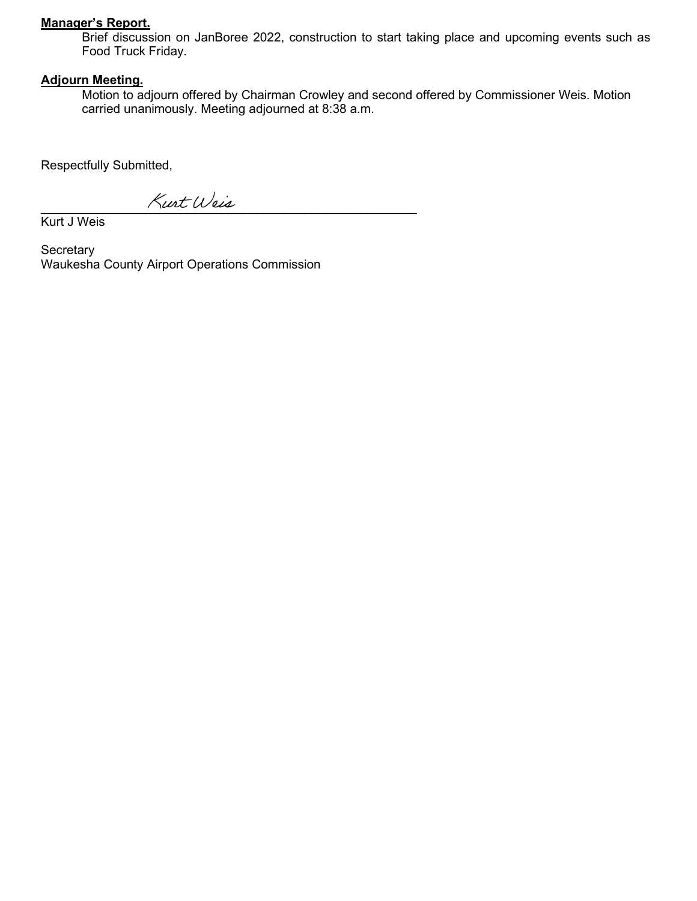**Manager's Report.**

Brief discussion on JanBoree 2022, construction to start taking place and upcoming events such as Food Truck Friday.

**Adjourn Meeting.**

Motion to adjourn offered by Chairman Crowley and second offered by Commissioner Weis. Motion carried unanimously. Meeting adjourned at 8:38 a.m.

Respectfully Submitted,

Kurt Weis
\_\_\_\_\_\_\_\_\_\_\_\_\_\_\_\_\_\_\_\_\_\_\_\_\_\_\_\_\_\_\_\_\_\_\_\_\_\_\_\_\_\_\_\_\_\_\_\_
Kurt J Weis

Secretary
Waukesha County Airport Operations Commission